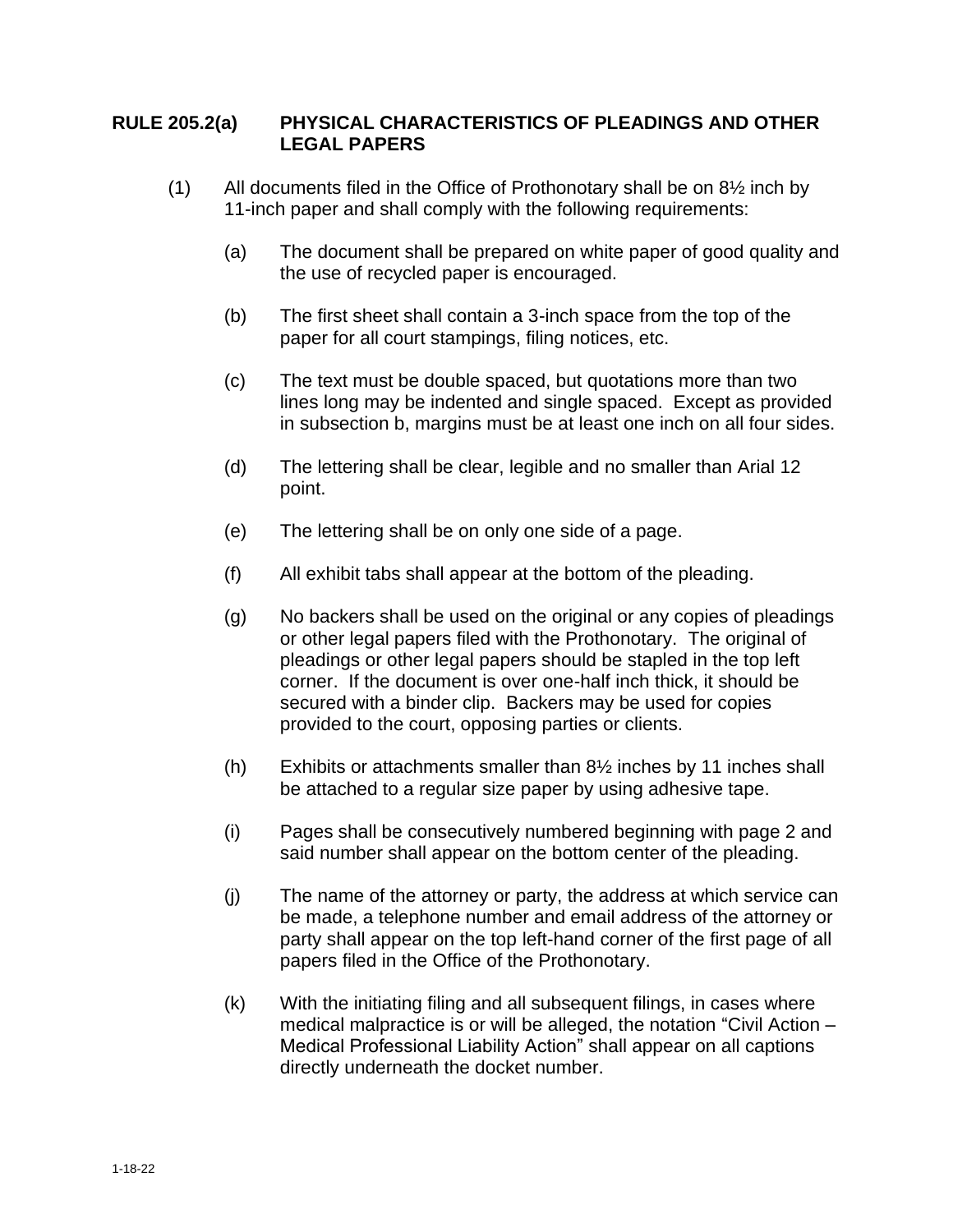## RULE 205.2(a) PHYSICAL CHARACTERISTICS OF PLEADINGS AND OTHER LEGAL PAPERS

(1) All documents filed in the Office of Prothonotary shall be on 8½ inch by 11-inch paper and shall comply with the following requirements:

(a) The document shall be prepared on white paper of good quality and the use of recycled paper is encouraged.

(b) The first sheet shall contain a 3-inch space from the top of the paper for all court stampings, filing notices, etc.

(c) The text must be double spaced, but quotations more than two lines long may be indented and single spaced. Except as provided in subsection b, margins must be at least one inch on all four sides.

(d) The lettering shall be clear, legible and no smaller than Arial 12 point.

(e) The lettering shall be on only one side of a page.

(f) All exhibit tabs shall appear at the bottom of the pleading.

(g) No backers shall be used on the original or any copies of pleadings or other legal papers filed with the Prothonotary. The original of pleadings or other legal papers should be stapled in the top left corner. If the document is over one-half inch thick, it should be secured with a binder clip. Backers may be used for copies provided to the court, opposing parties or clients.

(h) Exhibits or attachments smaller than 8½ inches by 11 inches shall be attached to a regular size paper by using adhesive tape.

(i) Pages shall be consecutively numbered beginning with page 2 and said number shall appear on the bottom center of the pleading.

(j) The name of the attorney or party, the address at which service can be made, a telephone number and email address of the attorney or party shall appear on the top left-hand corner of the first page of all papers filed in the Office of the Prothonotary.

(k) With the initiating filing and all subsequent filings, in cases where medical malpractice is or will be alleged, the notation "Civil Action – Medical Professional Liability Action" shall appear on all captions directly underneath the docket number.

1-18-22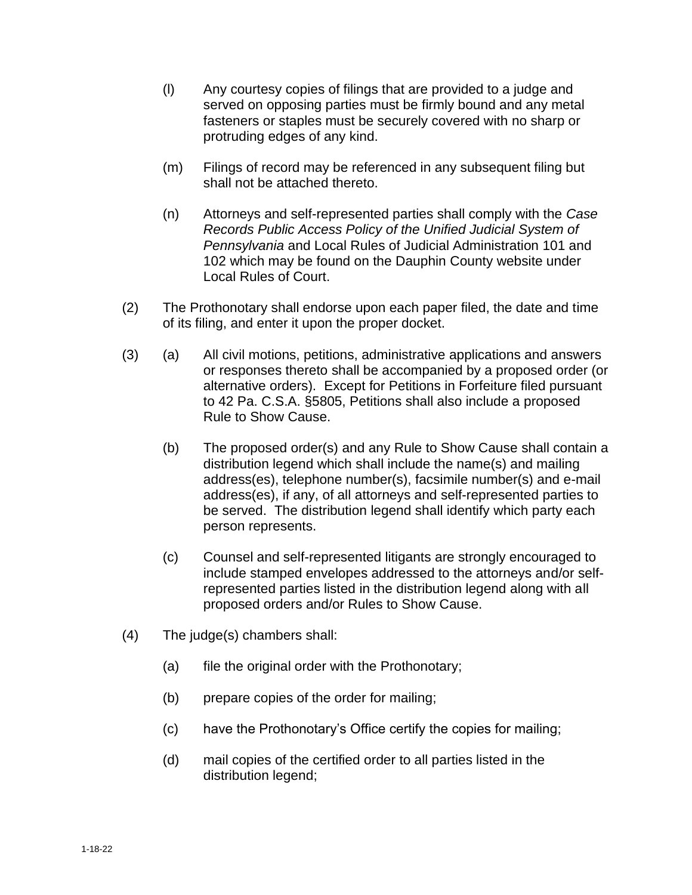(l) Any courtesy copies of filings that are provided to a judge and served on opposing parties must be firmly bound and any metal fasteners or staples must be securely covered with no sharp or protruding edges of any kind.

(m) Filings of record may be referenced in any subsequent filing but shall not be attached thereto.

(n) Attorneys and self-represented parties shall comply with the *Case Records Public Access Policy of the Unified Judicial System of Pennsylvania* and Local Rules of Judicial Administration 101 and 102 which may be found on the Dauphin County website under Local Rules of Court.

(2) The Prothonotary shall endorse upon each paper filed, the date and time of its filing, and enter it upon the proper docket.

(3) (a) All civil motions, petitions, administrative applications and answers or responses thereto shall be accompanied by a proposed order (or alternative orders). Except for Petitions in Forfeiture filed pursuant to 42 Pa. C.S.A. §5805, Petitions shall also include a proposed Rule to Show Cause.

(b) The proposed order(s) and any Rule to Show Cause shall contain a distribution legend which shall include the name(s) and mailing address(es), telephone number(s), facsimile number(s) and e-mail address(es), if any, of all attorneys and self-represented parties to be served. The distribution legend shall identify which party each person represents.

(c) Counsel and self-represented litigants are strongly encouraged to include stamped envelopes addressed to the attorneys and/or self-represented parties listed in the distribution legend along with all proposed orders and/or Rules to Show Cause.

(4) The judge(s) chambers shall:

(a) file the original order with the Prothonotary;

(b) prepare copies of the order for mailing;

(c) have the Prothonotary's Office certify the copies for mailing;

(d) mail copies of the certified order to all parties listed in the distribution legend;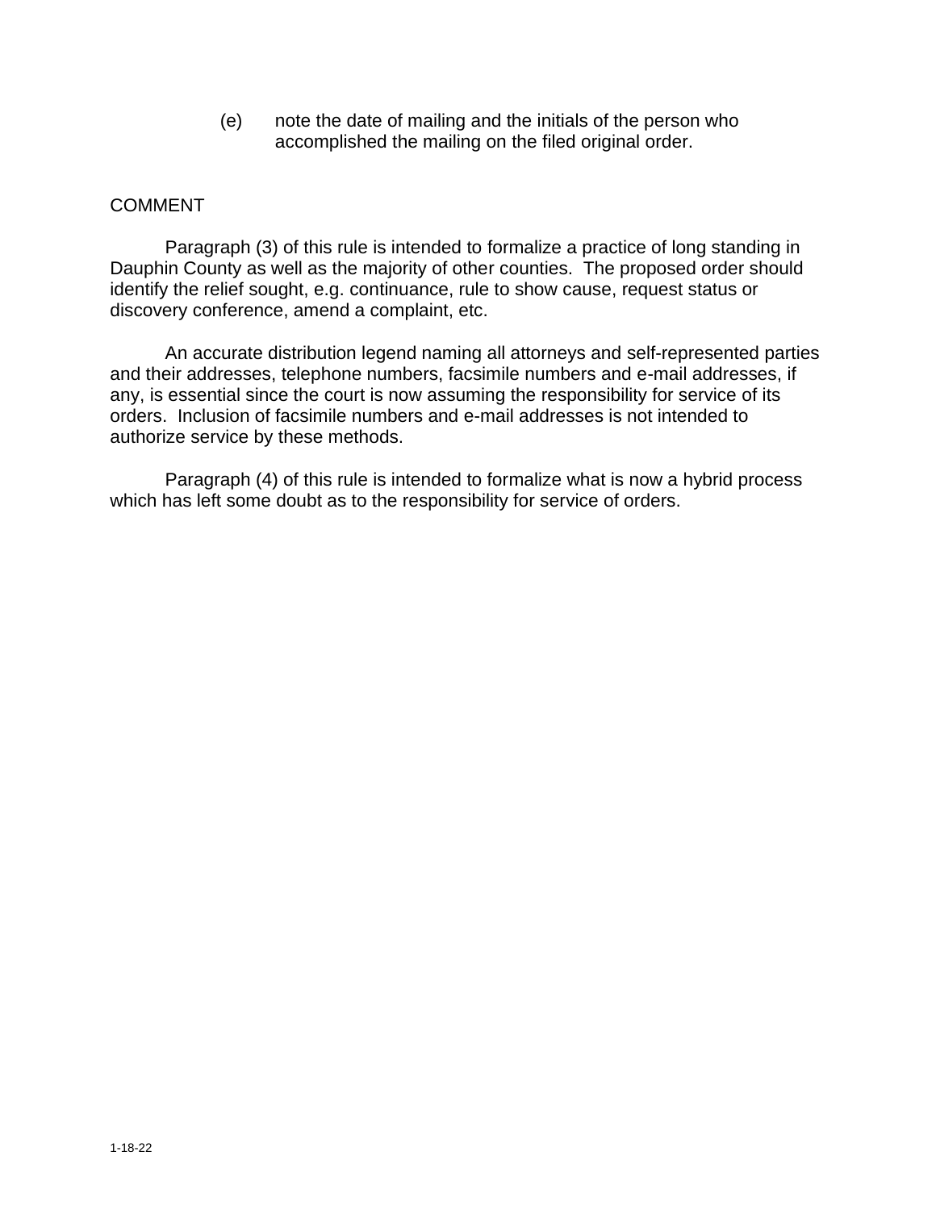(e) note the date of mailing and the initials of the person who accomplished the mailing on the filed original order.

COMMENT

Paragraph (3) of this rule is intended to formalize a practice of long standing in Dauphin County as well as the majority of other counties. The proposed order should identify the relief sought, e.g. continuance, rule to show cause, request status or discovery conference, amend a complaint, etc.

An accurate distribution legend naming all attorneys and self-represented parties and their addresses, telephone numbers, facsimile numbers and e-mail addresses, if any, is essential since the court is now assuming the responsibility for service of its orders. Inclusion of facsimile numbers and e-mail addresses is not intended to authorize service by these methods.

Paragraph (4) of this rule is intended to formalize what is now a hybrid process which has left some doubt as to the responsibility for service of orders.

1-18-22